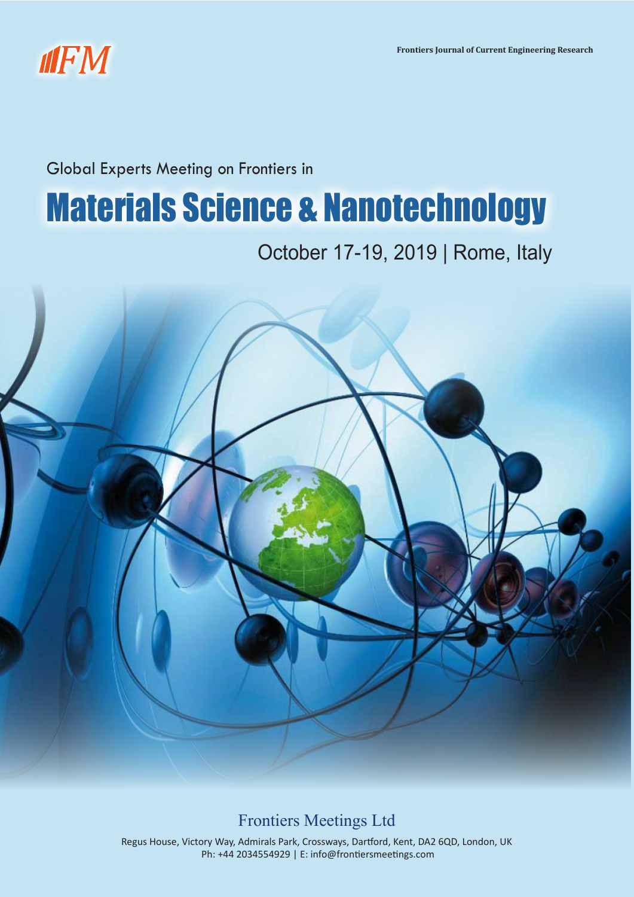Frontiers Journal of Current Engineering Research

Global Experts Meeting on Frontiers in

# Materials Science & Nanotechnology

October 17-19, 2019 | Rome, Italy

Frontiers Meetings Ltd

Regus House, Victory Way, Admirals Park, Crossways, Dartford, Kent, DA2 6QD, London, UK
Ph: +44 2034554929 | E: info@frontiersmeetings.com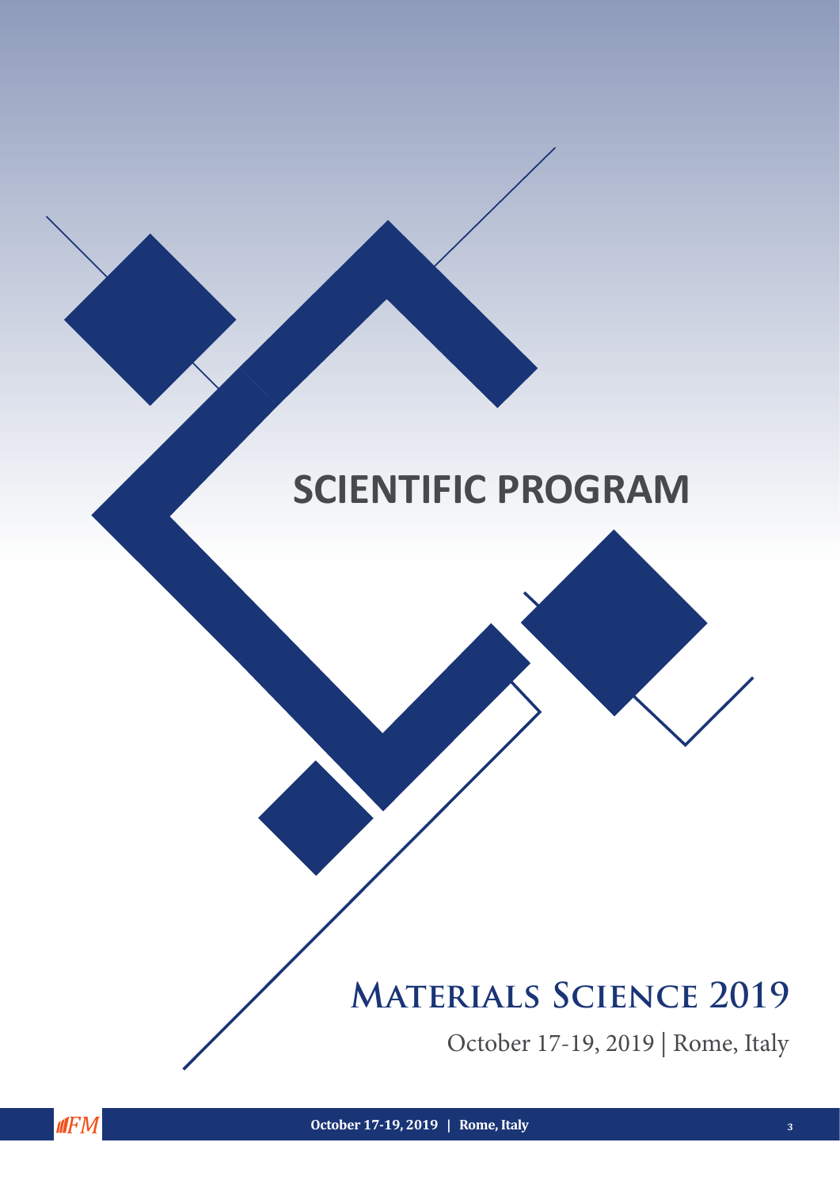# SCIENTIFIC PROGRAM

## Materials Science 2019

October 17-19, 2019 | Rome, Italy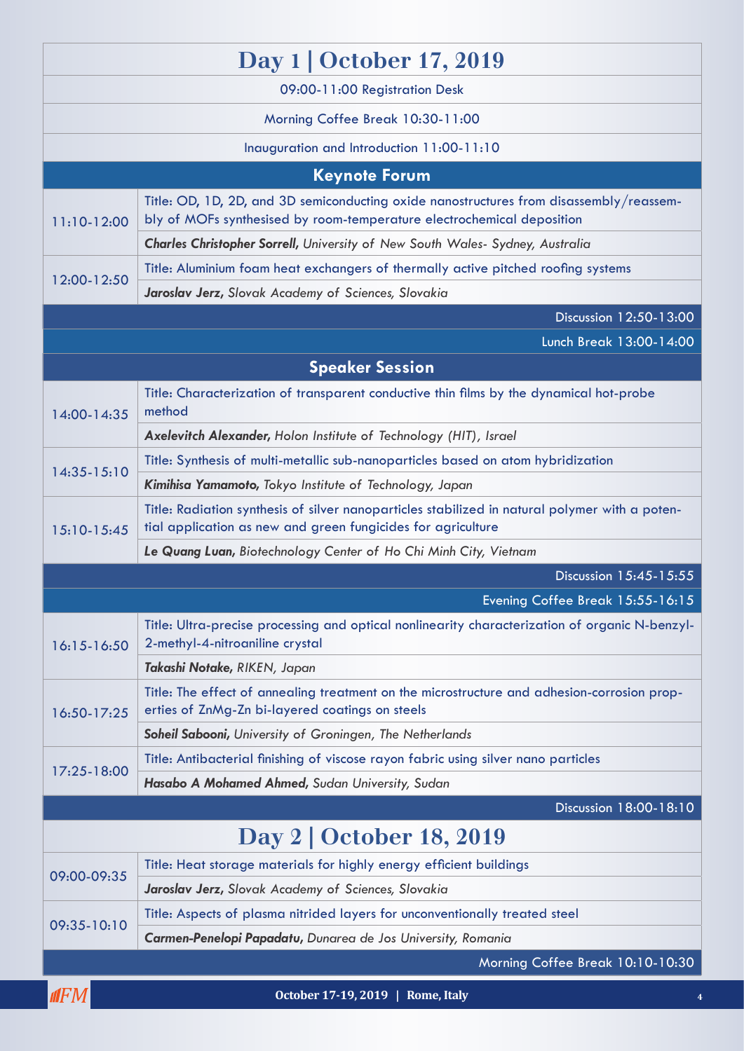# Day 1 | October 17, 2019

09:00-11:00 Registration Desk

Morning Coffee Break 10:30-11:00

Inauguration and Introduction 11:00-11:10

## Keynote Forum

| Time | Session |
|---|---|
| 11:10-12:00 | Title: OD, 1D, 2D, and 3D semiconducting oxide nanostructures from disassembly/reassembly of MOFs synthesised by room-temperature electrochemical deposition |
| | ***Charles Christopher Sorrell,*** *University of New South Wales- Sydney, Australia* |
| 12:00-12:50 | Title: Aluminium foam heat exchangers of thermally active pitched roofing systems |
| | ***Jaroslav Jerz,*** *Slovak Academy of Sciences, Slovakia* |

Discussion 12:50-13:00

Lunch Break 13:00-14:00

## Speaker Session

| Time | Session |
|---|---|
| 14:00-14:35 | Title: Characterization of transparent conductive thin films by the dynamical hot-probe method |
| | ***Axelevitch Alexander,*** *Holon Institute of Technology (HIT), Israel* |
| 14:35-15:10 | Title: Synthesis of multi-metallic sub-nanoparticles based on atom hybridization |
| | ***Kimihisa Yamamoto,*** *Tokyo Institute of Technology, Japan* |
| 15:10-15:45 | Title: Radiation synthesis of silver nanoparticles stabilized in natural polymer with a potential application as new and green fungicides for agriculture |
| | ***Le Quang Luan,*** *Biotechnology Center of Ho Chi Minh City, Vietnam* |

Discussion 15:45-15:55

Evening Coffee Break 15:55-16:15

| Time | Session |
|---|---|
| 16:15-16:50 | Title: Ultra-precise processing and optical nonlinearity characterization of organic N-benzyl-2-methyl-4-nitroaniline crystal |
| | ***Takashi Notake,*** *RIKEN, Japan* |
| 16:50-17:25 | Title: The effect of annealing treatment on the microstructure and adhesion-corrosion properties of ZnMg-Zn bi-layered coatings on steels |
| | ***Soheil Sabooni,*** *University of Groningen, The Netherlands* |
| 17:25-18:00 | Title: Antibacterial finishing of viscose rayon fabric using silver nano particles |
| | ***Hasabo A Mohamed Ahmed,*** *Sudan University, Sudan* |

Discussion 18:00-18:10

# Day 2 | October 18, 2019

| Time | Session |
|---|---|
| 09:00-09:35 | Title: Heat storage materials for highly energy efficient buildings |
| | ***Jaroslav Jerz,*** *Slovak Academy of Sciences, Slovakia* |
| 09:35-10:10 | Title: Aspects of plasma nitrided layers for unconventionally treated steel |
| | ***Carmen-Penelopi Papadatu,*** *Dunarea de Jos University, Romania* |

Morning Coffee Break 10:10-10:30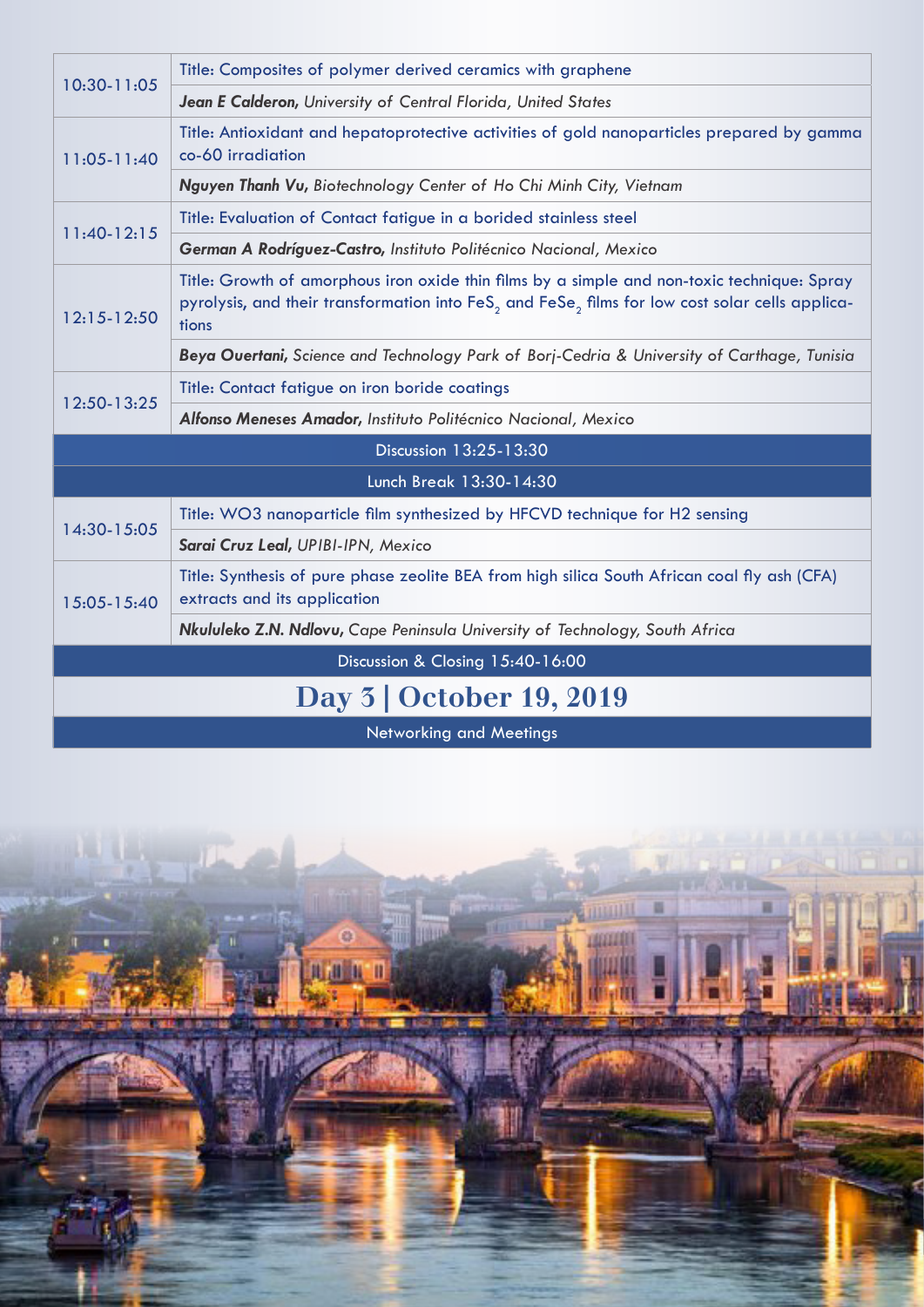| | |
|---|---|
| 10:30-11:05 | Title: Composites of polymer derived ceramics with graphene |
| | ***Jean E Calderon,*** *University of Central Florida, United States* |
| 11:05-11:40 | Title: Antioxidant and hepatoprotective activities of gold nanoparticles prepared by gamma co-60 irradiation |
| | ***Nguyen Thanh Vu,*** *Biotechnology Center of Ho Chi Minh City, Vietnam* |
| 11:40-12:15 | Title: Evaluation of Contact fatigue in a borided stainless steel |
| | ***German A Rodríguez-Castro,*** *Instituto Politécnico Nacional, Mexico* |
| 12:15-12:50 | Title: Growth of amorphous iron oxide thin films by a simple and non-toxic technique: Spray pyrolysis, and their transformation into $FeS_2$ and $FeSe_2$ films for low cost solar cells applications |
| | ***Beya Ouertani,*** *Science and Technology Park of Borj-Cedria & University of Carthage, Tunisia* |
| 12:50-13:25 | Title: Contact fatigue on iron boride coatings |
| | ***Alfonso Meneses Amador,*** *Instituto Politécnico Nacional, Mexico* |
| Discussion 13:25-13:30 | |
| Lunch Break 13:30-14:30 | |
| 14:30-15:05 | Title: WO3 nanoparticle film synthesized by HFCVD technique for H2 sensing |
| | ***Sarai Cruz Leal,*** *UPIBI-IPN, Mexico* |
| 15:05-15:40 | Title: Synthesis of pure phase zeolite BEA from high silica South African coal fly ash (CFA) extracts and its application |
| | ***Nkululeko Z.N. Ndlovu,*** *Cape Peninsula University of Technology, South Africa* |
| Discussion & Closing 15:40-16:00 | |

## Day 3 | October 19, 2019

Networking and Meetings